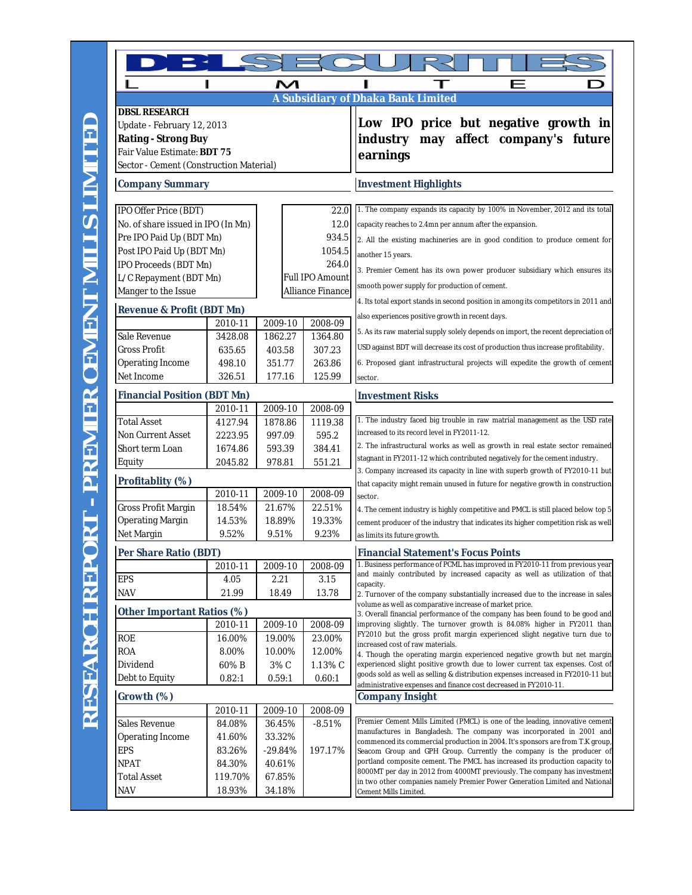# DBL SECURITIES LIMITED

**A Subsidiary of Dhaka Bank Limited**

**RESEARCH REPORT - PREMIER CEMENT MILLS LIMITED**

**DBSL RESEARCH**
Update - February 12, 2013
**Rating - Strong Buy**
Fair Value Estimate: **BDT 75**
Sector - Cement (Construction Material)

## Low IPO price but negative growth in industry may affect company's future earnings

### Company Summary

| | |
|---|---|
| IPO Offer Price (BDT) | 22.0 |
| No. of share issued in IPO (In Mn) | 12.0 |
| Pre IPO Paid Up (BDT Mn) | 934.5 |
| Post IPO Paid Up (BDT Mn) | 1054.5 |
| IPO Proceeds (BDT Mn) | 264.0 |
| L/C Repayment (BDT Mn) | Full IPO Amount |
| Manger to the Issue | Alliance Finance |

### Revenue & Profit (BDT Mn)

| | 2010-11 | 2009-10 | 2008-09 |
|---|---|---|---|
| Sale Revenue | 3428.08 | 1862.27 | 1364.80 |
| Gross Profit | 635.65 | 403.58 | 307.23 |
| Operating Income | 498.10 | 351.77 | 263.86 |
| Net Income | 326.51 | 177.16 | 125.99 |

### Financial Position (BDT Mn)

| | 2010-11 | 2009-10 | 2008-09 |
|---|---|---|---|
| Total Asset | 4127.94 | 1878.86 | 1119.38 |
| Non Current Asset | 2223.95 | 997.09 | 595.2 |
| Short term Loan | 1674.86 | 593.39 | 384.41 |
| Equity | 2045.82 | 978.81 | 551.21 |

### Profitablity (%)

| | 2010-11 | 2009-10 | 2008-09 |
|---|---|---|---|
| Gross Profit Margin | 18.54% | 21.67% | 22.51% |
| Operating Margin | 14.53% | 18.89% | 19.33% |
| Net Margin | 9.52% | 9.51% | 9.23% |

### Per Share Ratio (BDT)

| | 2010-11 | 2009-10 | 2008-09 |
|---|---|---|---|
| EPS | 4.05 | 2.21 | 3.15 |
| NAV | 21.99 | 18.49 | 13.78 |

### Other Important Ratios (%)

| | 2010-11 | 2009-10 | 2008-09 |
|---|---|---|---|
| ROE | 16.00% | 19.00% | 23.00% |
| ROA | 8.00% | 10.00% | 12.00% |
| Dividend | 60% B | 3% C | 1.13% C |
| Debt to Equity | 0.82:1 | 0.59:1 | 0.60:1 |

### Growth (%)

| | 2010-11 | 2009-10 | 2008-09 |
|---|---|---|---|
| Sales Revenue | 84.08% | 36.45% | -8.51% |
| Operating Income | 41.60% | 33.32% | |
| EPS | 83.26% | -29.84% | 197.17% |
| NPAT | 84.30% | 40.61% | |
| Total Asset | 119.70% | 67.85% | |
| NAV | 18.93% | 34.18% | |

### Investment Highlights

1. The company expands its capacity by 100% in November, 2012 and its total capacity reaches to 2.4mn per annum after the expansion.
2. All the existing machineries are in good condition to produce cement for another 15 years.
3. Premier Cement has its own power producer subsidiary which ensures its smooth power supply for production of cement.
4. Its total export stands in second position in among its competitors in 2011 and also experiences positive growth in recent days.
5. As its raw material supply solely depends on import, the recent depreciation of USD against BDT will decrease its cost of production thus increase profitability.
6. Proposed giant infrastructural projects will expedite the growth of cement sector.

### Investment Risks

1. The industry faced big trouble in raw matrial management as the USD rate increased to its record level in FY2011-12.
2. The infrastructural works as well as growth in real estate sector remained stagnant in FY2011-12 which contributed negatively for the cement industry.
3. Company increased its capacity in line with superb growth of FY2010-11 but that capacity might remain unused in future for negative growth in construction sector.
4. The cement industry is highly competitive and PMCL is still placed below top 5 cement producer of the industry that indicates its higher competition risk as well as limits its future growth.

### Financial Statement's Focus Points

1. Business performance of PCML has improved in FY2010-11 from previous year and mainly contributed by increased capacity as well as utilization of that capacity.
2. Turnover of the company substantially increased due to the increase in sales volume as well as comparative increase of market price.
3. Overall financial performance of the company has been found to be good and improving slightly. The turnover growth is 84.08% higher in FY2011 than FY2010 but the gross profit margin experienced slight negative turn due to increased cost of raw materials.
4. Though the operating margin experienced negative growth but net margin experienced slight positive growth due to lower current tax expenses. Cost of goods sold as well as selling & distribution expenses increased in FY2010-11 but administrative expenses and finance cost decreased in FY2010-11.

### Company Insight

Premier Cement Mills Limited (PMCL) is one of the leading, innovative cement manufactures in Bangladesh. The company was incorporated in 2001 and commenced its commercial production in 2004. It's sponsors are from T.K group, Seacom Group and GPH Group. Currently the company is the producer of portland composite cement. The PMCL has increased its production capacity to 8000MT per day in 2012 from 4000MT previously. The company has investment in two other companies namely Premier Power Generation Limited and National Cement Mills Limited.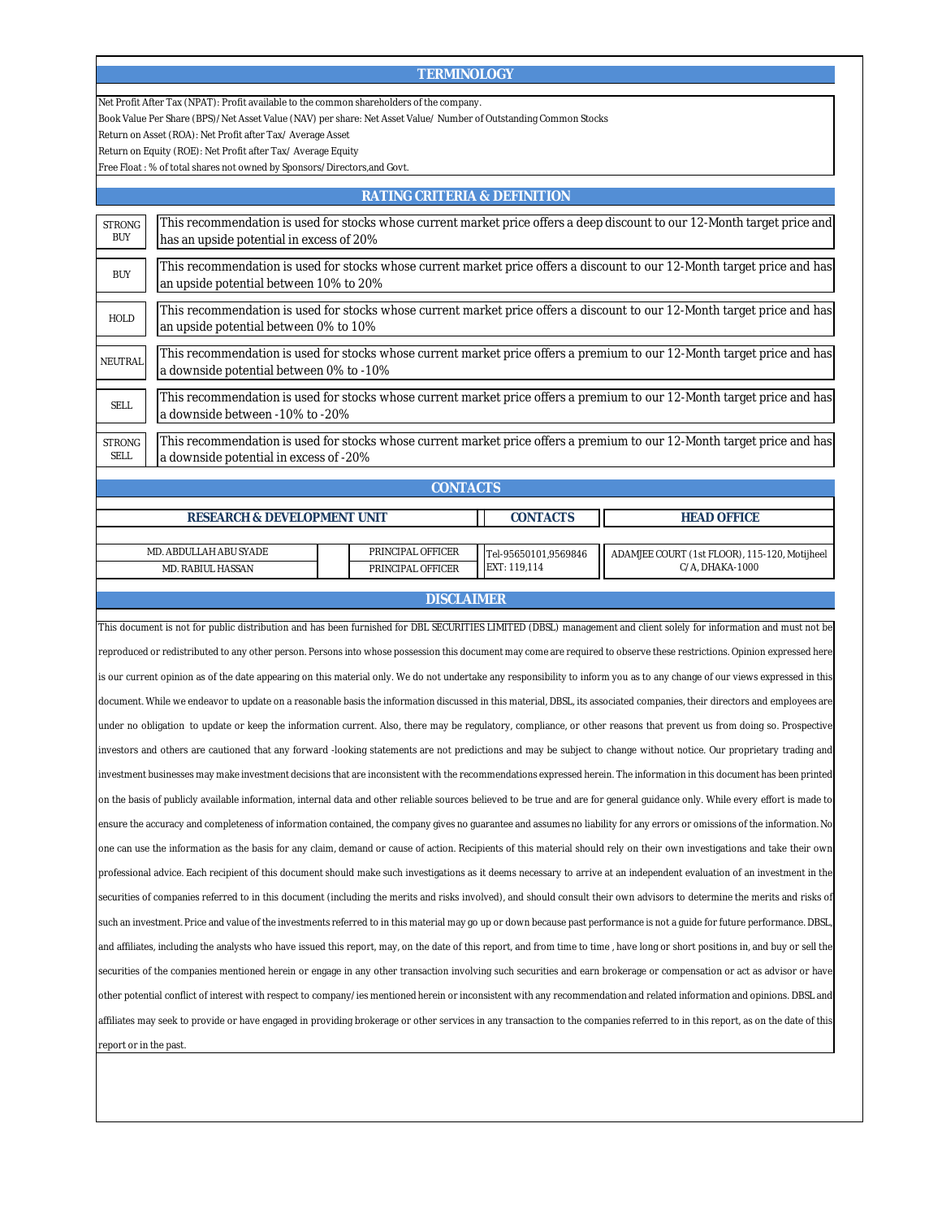## TERMINOLOGY

Net Profit After Tax (NPAT): Profit available to the common shareholders of the company.

Book Value Per Share (BPS)/Net Asset Value (NAV) per share: Net Asset Value/ Number of Outstanding Common Stocks

Return on Asset (ROA): Net Profit after Tax/ Average Asset

Return on Equity (ROE): Net Profit after Tax/ Average Equity

Free Float : % of total shares not owned by Sponsors/Directors,and Govt.

## RATING CRITERIA & DEFINITION

| | |
|---|---|
| STRONG BUY | This recommendation is used for stocks whose current market price offers a deep discount to our 12-Month target price and has an upside potential in excess of 20% |
| BUY | This recommendation is used for stocks whose current market price offers a discount to our 12-Month target price and has an upside potential between 10% to 20% |
| HOLD | This recommendation is used for stocks whose current market price offers a discount to our 12-Month target price and has an upside potential between 0% to 10% |
| NEUTRAL | This recommendation is used for stocks whose current market price offers a premium to our 12-Month target price and has a downside potential between 0% to -10% |
| SELL | This recommendation is used for stocks whose current market price offers a premium to our 12-Month target price and has a downside between -10% to -20% |
| STRONG SELL | This recommendation is used for stocks whose current market price offers a premium to our 12-Month target price and has a downside potential in excess of -20% |

## CONTACTS

| RESEARCH & DEVELOPMENT UNIT | | CONTACTS | HEAD OFFICE |
|---|---|---|---|
| MD. ABDULLAH ABU SYADE | PRINCIPAL OFFICER | Tel-95650101,9569846 EXT: 119,114 | ADAMJEE COURT (1st FLOOR), 115-120, Motijheel C/A, DHAKA-1000 |
| MD. RABIUL HASSAN | PRINCIPAL OFFICER | | |

## DISCLAIMER

This document is not for public distribution and has been furnished for DBL SECURITIES LIMITED (DBSL) management and client solely for information and must not be reproduced or redistributed to any other person. Persons into whose possession this document may come are required to observe these restrictions. Opinion expressed here is our current opinion as of the date appearing on this material only. We do not undertake any responsibility to inform you as to any change of our views expressed in this document. While we endeavor to update on a reasonable basis the information discussed in this material, DBSL, its associated companies, their directors and employees are under no obligation to update or keep the information current. Also, there may be regulatory, compliance, or other reasons that prevent us from doing so. Prospective investors and others are cautioned that any forward -looking statements are not predictions and may be subject to change without notice. Our proprietary trading and investment businesses may make investment decisions that are inconsistent with the recommendations expressed herein. The information in this document has been printed on the basis of publicly available information, internal data and other reliable sources believed to be true and are for general guidance only. While every effort is made to ensure the accuracy and completeness of information contained, the company gives no guarantee and assumes no liability for any errors or omissions of the information. No one can use the information as the basis for any claim, demand or cause of action. Recipients of this material should rely on their own investigations and take their own professional advice. Each recipient of this document should make such investigations as it deems necessary to arrive at an independent evaluation of an investment in the securities of companies referred to in this document (including the merits and risks involved), and should consult their own advisors to determine the merits and risks of such an investment. Price and value of the investments referred to in this material may go up or down because past performance is not a guide for future performance. DBSL, and affiliates, including the analysts who have issued this report, may, on the date of this report, and from time to time , have long or short positions in, and buy or sell the securities of the companies mentioned herein or engage in any other transaction involving such securities and earn brokerage or compensation or act as advisor or have other potential conflict of interest with respect to company/ies mentioned herein or inconsistent with any recommendation and related information and opinions. DBSL and affiliates may seek to provide or have engaged in providing brokerage or other services in any transaction to the companies referred to in this report, as on the date of this report or in the past.